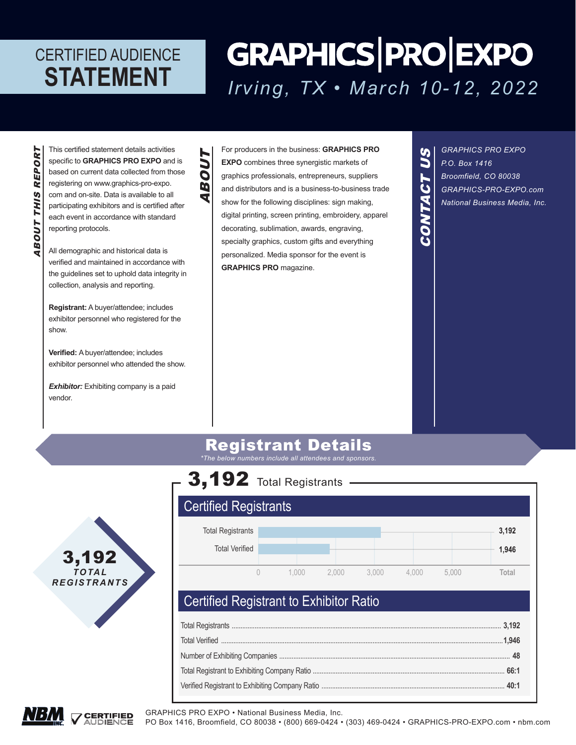# CERTIFIED AUDIENCE STATEMENT

# GRAPHICS | PRO | EXPO

*Irving, TX • March 10-12, 2022*

## ABOUT THIS REPORT

This certified statement details activities specific to **GRAPHICS PRO EXPO** and is based on current data collected from those registering on www.graphics-pro-expo.com and on-site. Data is available to all participating exhibitors and is certified after each event in accordance with standard reporting protocols.

All demographic and historical data is verified and maintained in accordance with the guidelines set to uphold data integrity in collection, analysis and reporting.

**Registrant:** A buyer/attendee; includes exhibitor personnel who registered for the show.

**Verified:** A buyer/attendee; includes exhibitor personnel who attended the show.

***Exhibitor:*** Exhibiting company is a paid vendor.

## ABOUT

For producers in the business: **GRAPHICS PRO EXPO** combines three synergistic markets of graphics professionals, entrepreneurs, suppliers and distributors and is a business-to-business trade show for the following disciplines: sign making, digital printing, screen printing, embroidery, apparel decorating, sublimation, awards, engraving, specialty graphics, custom gifts and everything personalized. Media sponsor for the event is **GRAPHICS PRO** magazine.

## CONTACT US

*GRAPHICS PRO EXPO*
*P.O. Box 1416*
*Broomfield, CO 80038*
*GRAPHICS-PRO-EXPO.com*
*National Business Media, Inc.*

## Registrant Details

*\*The below numbers include all attendees and sponsors.*

**3,192** TOTAL REGISTRANTS

**3,192** Total Registrants

### Certified Registrants

| | Total |
|---|---|
| Total Registrants | 3,192 |
| Total Verified | 1,946 |

### Certified Registrant to Exhibitor Ratio

| | |
|---|---|
| Total Registrants | 3,192 |
| Total Verified | 1,946 |
| Number of Exhibiting Companies | 48 |
| Total Registrant to Exhibiting Company Ratio | 66:1 |
| Verified Registrant to Exhibiting Company Ratio | 40:1 |

GRAPHICS PRO EXPO • National Business Media, Inc.
PO Box 1416, Broomfield, CO 80038 • (800) 669-0424 • (303) 469-0424 • GRAPHICS-PRO-EXPO.com • nbm.com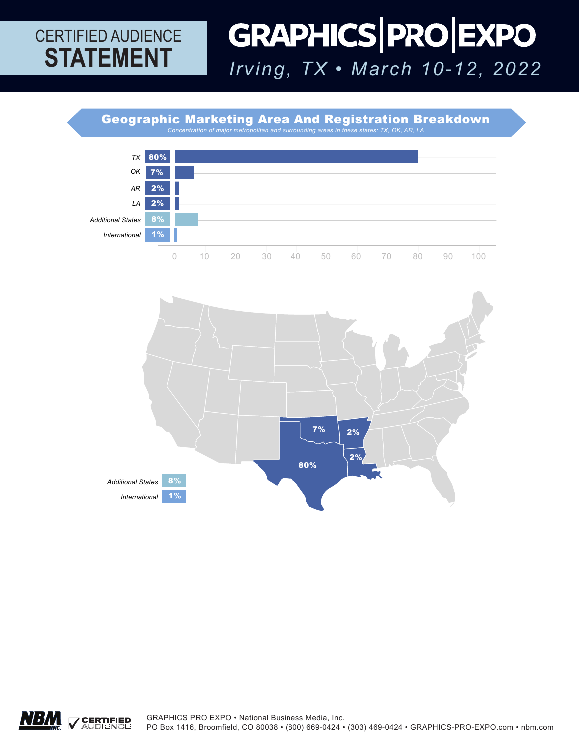# CERTIFIED AUDIENCE STATEMENT

# GRAPHICS | PRO | EXPO

*Irving, TX • March 10-12, 2022*

## Geographic Marketing Area And Registration Breakdown

*Concentration of major metropolitan and surrounding areas in these states: TX, OK, AR, LA*

| Area | Percentage |
| --- | --- |
| TX | 80% |
| OK | 7% |
| AR | 2% |
| LA | 2% |
| Additional States | 8% |
| International | 1% |

GRAPHICS PRO EXPO • National Business Media, Inc.
PO Box 1416, Broomfield, CO 80038 • (800) 669-0424 • (303) 469-0424 • GRAPHICS-PRO-EXPO.com • nbm.com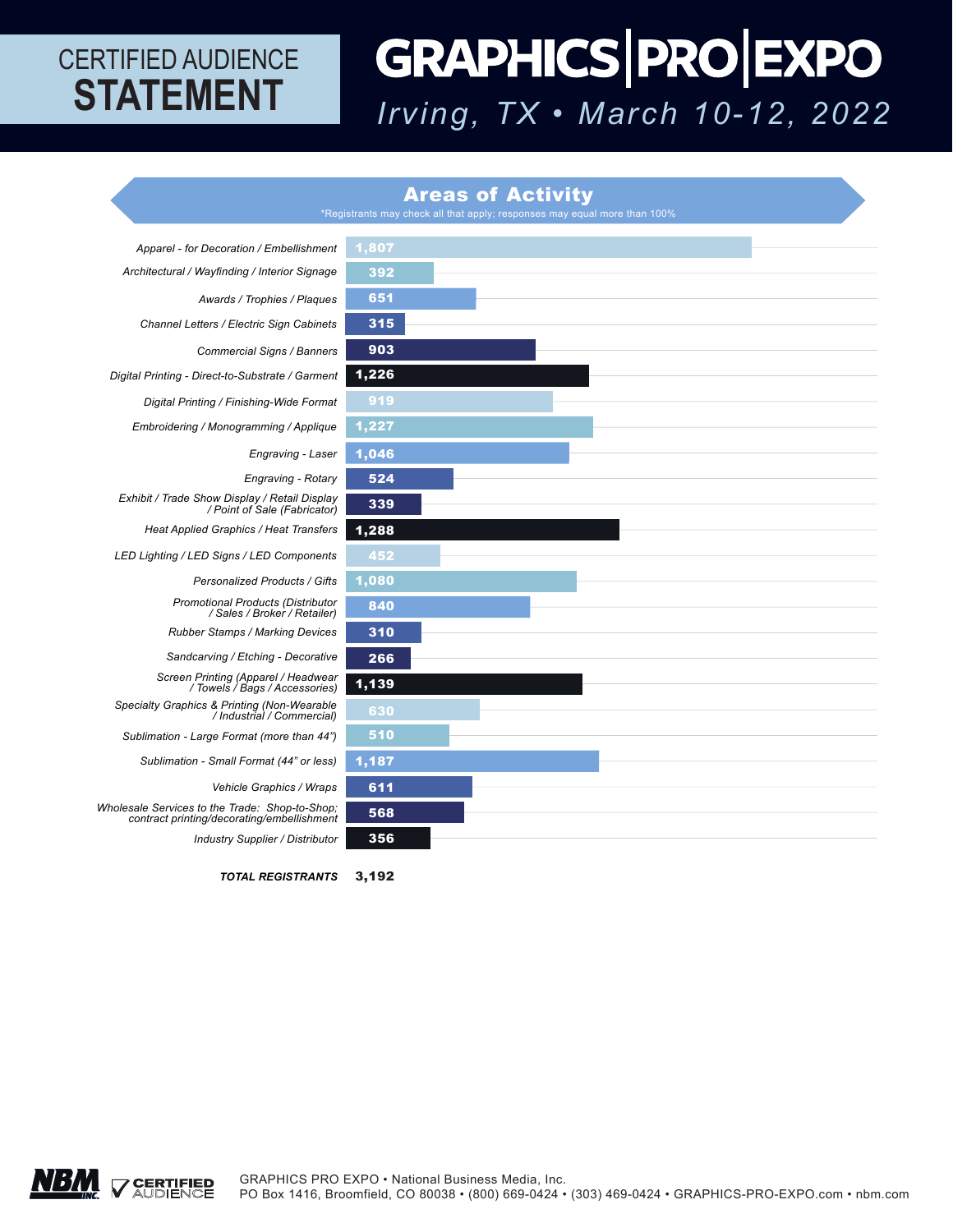# CERTIFIED AUDIENCE STATEMENT

# GRAPHICS | PRO | EXPO

*Irving, TX • March 10-12, 2022*

## Areas of Activity

*Registrants may check all that apply; responses may equal more than 100%

| Area of Activity | Registrants |
|---|---|
| *Apparel - for Decoration / Embellishment* | 1,807 |
| *Architectural / Wayfinding / Interior Signage* | 392 |
| *Awards / Trophies / Plaques* | 651 |
| *Channel Letters / Electric Sign Cabinets* | 315 |
| *Commercial Signs / Banners* | 903 |
| *Digital Printing - Direct-to-Substrate / Garment* | 1,226 |
| *Digital Printing / Finishing-Wide Format* | 919 |
| *Embroidering / Monogramming / Applique* | 1,227 |
| *Engraving - Laser* | 1,046 |
| *Engraving - Rotary* | 524 |
| *Exhibit / Trade Show Display / Retail Display / Point of Sale (Fabricator)* | 339 |
| *Heat Applied Graphics / Heat Transfers* | 1,288 |
| *LED Lighting / LED Signs / LED Components* | 452 |
| *Personalized Products / Gifts* | 1,080 |
| *Promotional Products (Distributor / Sales / Broker / Retailer)* | 840 |
| *Rubber Stamps / Marking Devices* | 310 |
| *Sandcarving / Etching - Decorative* | 266 |
| *Screen Printing (Apparel / Headwear / Towels / Bags / Accessories)* | 1,139 |
| *Specialty Graphics & Printing (Non-Wearable / Industrial / Commercial)* | 630 |
| *Sublimation - Large Format (more than 44")* | 510 |
| *Sublimation - Small Format (44" or less)* | 1,187 |
| *Vehicle Graphics / Wraps* | 611 |
| *Wholesale Services to the Trade: Shop-to-Shop; contract printing/decorating/embellishment* | 568 |
| *Industry Supplier / Distributor* | 356 |
| ***TOTAL REGISTRANTS*** | **3,192** |

NBM INC. CERTIFIED AUDIENCE

GRAPHICS PRO EXPO • National Business Media, Inc.
PO Box 1416, Broomfield, CO 80038 • (800) 669-0424 • (303) 469-0424 • GRAPHICS-PRO-EXPO.com • nbm.com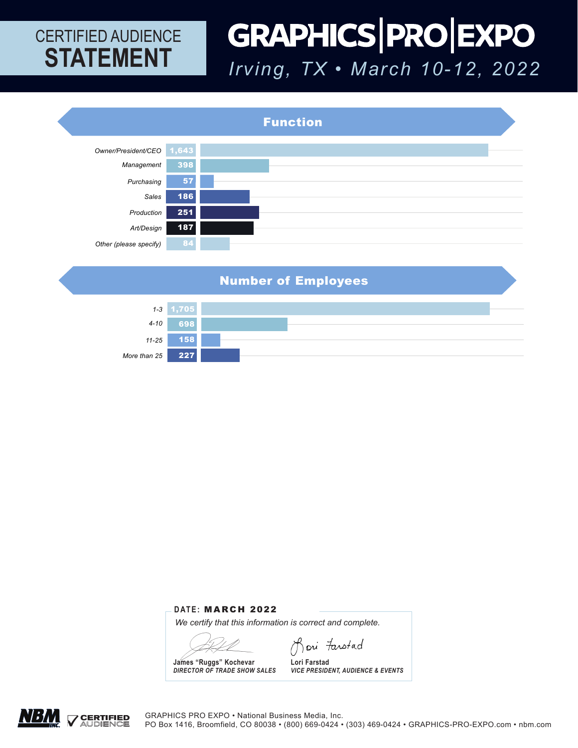# CERTIFIED AUDIENCE STATEMENT

# GRAPHICS | PRO | EXPO

*Irving, TX • March 10-12, 2022*

## Function

| Function | Count |
|---|---|
| Owner/President/CEO | 1,643 |
| Management | 398 |
| Purchasing | 57 |
| Sales | 186 |
| Production | 251 |
| Art/Design | 187 |
| Other (please specify) | 84 |

## Number of Employees

| Number of Employees | Count |
|---|---|
| 1-3 | 1,705 |
| 4-10 | 698 |
| 11-25 | 158 |
| More than 25 | 227 |

**DATE: MARCH 2022**

*We certify that this information is correct and complete.*

James "Ruggs" Kochevar
*DIRECTOR OF TRADE SHOW SALES*

Lori Farstad
*VICE PRESIDENT, AUDIENCE & EVENTS*

NBM INC. CERTIFIED AUDIENCE

GRAPHICS PRO EXPO • National Business Media, Inc.
PO Box 1416, Broomfield, CO 80038 • (800) 669-0424 • (303) 469-0424 • GRAPHICS-PRO-EXPO.com • nbm.com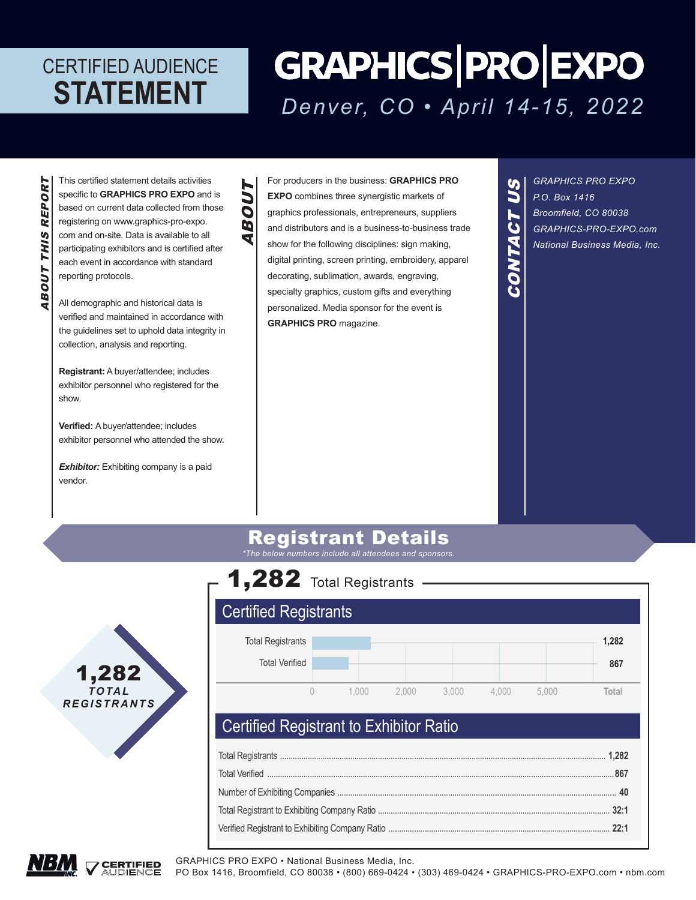# CERTIFIED AUDIENCE STATEMENT

# GRAPHICS | PRO | EXPO

*Denver, CO • April 14-15, 2022*

## ABOUT THIS REPORT

This certified statement details activities specific to **GRAPHICS PRO EXPO** and is based on current data collected from those registering on www.graphics-pro-expo.com and on-site. Data is available to all participating exhibitors and is certified after each event in accordance with standard reporting protocols.

All demographic and historical data is verified and maintained in accordance with the guidelines set to uphold data integrity in collection, analysis and reporting.

**Registrant:** A buyer/attendee; includes exhibitor personnel who registered for the show.

**Verified:** A buyer/attendee; includes exhibitor personnel who attended the show.

***Exhibitor:*** Exhibiting company is a paid vendor.

## ABOUT

For producers in the business: **GRAPHICS PRO EXPO** combines three synergistic markets of graphics professionals, entrepreneurs, suppliers and distributors and is a business-to-business trade show for the following disciplines: sign making, digital printing, screen printing, embroidery, apparel decorating, sublimation, awards, engraving, specialty graphics, custom gifts and everything personalized. Media sponsor for the event is **GRAPHICS PRO** magazine.

## CONTACT US

*GRAPHICS PRO EXPO*
*P.O. Box 1416*
*Broomfield, CO 80038*
*GRAPHICS-PRO-EXPO.com*
*National Business Media, Inc.*

## Registrant Details

*\*The below numbers include all attendees and sponsors.*

**1,282** TOTAL REGISTRANTS

### 1,282 Total Registrants

### Certified Registrants

| | Total |
|---|---|
| Total Registrants | 1,282 |
| Total Verified | 867 |

### Certified Registrant to Exhibitor Ratio

| | |
|---|---|
| Total Registrants | 1,282 |
| Total Verified | 867 |
| Number of Exhibiting Companies | 40 |
| Total Registrant to Exhibiting Company Ratio | 32:1 |
| Verified Registrant to Exhibiting Company Ratio | 22:1 |

GRAPHICS PRO EXPO • National Business Media, Inc.
PO Box 1416, Broomfield, CO 80038 • (800) 669-0424 • (303) 469-0424 • GRAPHICS-PRO-EXPO.com • nbm.com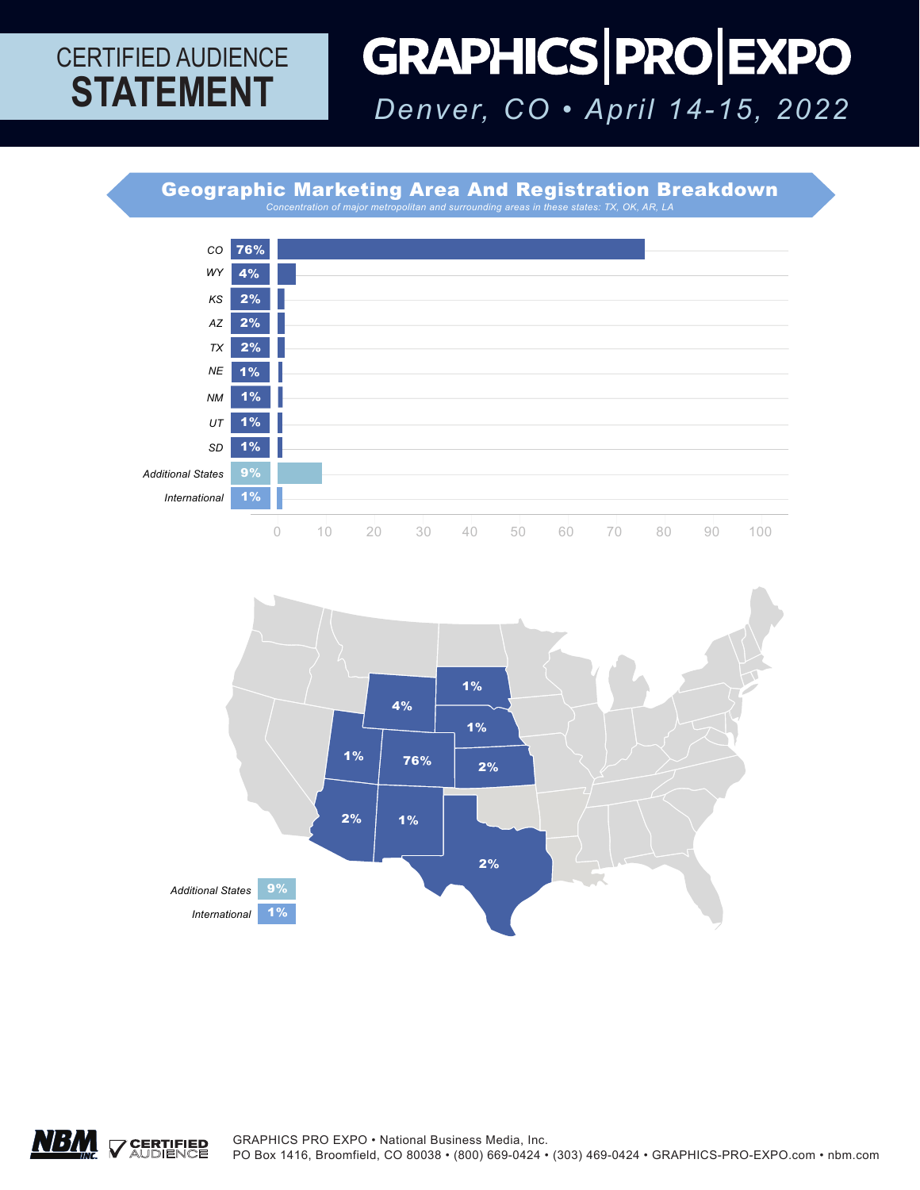CERTIFIED AUDIENCE **STATEMENT**

# GRAPHICS | PRO | EXPO

*Denver, CO • April 14-15, 2022*

## Geographic Marketing Area And Registration Breakdown

*Concentration of major metropolitan and surrounding areas in these states: TX, OK, AR, LA*

| State | Percentage |
| --- | --- |
| CO | 76% |
| WY | 4% |
| KS | 2% |
| AZ | 2% |
| TX | 2% |
| NE | 1% |
| NM | 1% |
| UT | 1% |
| SD | 1% |
| Additional States | 9% |
| International | 1% |

Additional States 9%

International 1%

GRAPHICS PRO EXPO • National Business Media, Inc.
PO Box 1416, Broomfield, CO 80038 • (800) 669-0424 • (303) 469-0424 • GRAPHICS-PRO-EXPO.com • nbm.com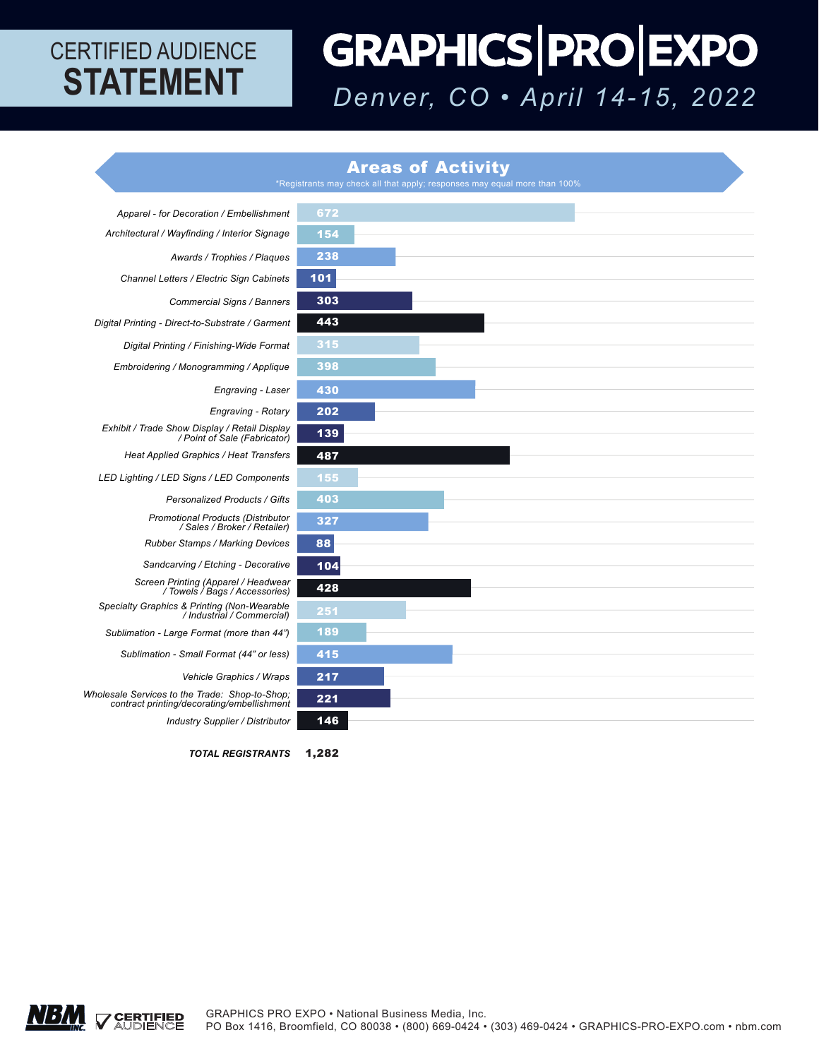CERTIFIED AUDIENCE
# STATEMENT

# GRAPHICS|PRO|EXPO

*Denver, CO • April 14-15, 2022*

## Areas of Activity

*Registrants may check all that apply; responses may equal more than 100%

| Area of Activity | Registrants |
|---|---|
| Apparel - for Decoration / Embellishment | 672 |
| Architectural / Wayfinding / Interior Signage | 154 |
| Awards / Trophies / Plaques | 238 |
| Channel Letters / Electric Sign Cabinets | 101 |
| Commercial Signs / Banners | 303 |
| Digital Printing - Direct-to-Substrate / Garment | 443 |
| Digital Printing / Finishing-Wide Format | 315 |
| Embroidering / Monogramming / Applique | 398 |
| Engraving - Laser | 430 |
| Engraving - Rotary | 202 |
| Exhibit / Trade Show Display / Retail Display / Point of Sale (Fabricator) | 139 |
| Heat Applied Graphics / Heat Transfers | 487 |
| LED Lighting / LED Signs / LED Components | 155 |
| Personalized Products / Gifts | 403 |
| Promotional Products (Distributor / Sales / Broker / Retailer) | 327 |
| Rubber Stamps / Marking Devices | 88 |
| Sandcarving / Etching - Decorative | 104 |
| Screen Printing (Apparel / Headwear / Towels / Bags / Accessories) | 428 |
| Specialty Graphics & Printing (Non-Wearable / Industrial / Commercial) | 251 |
| Sublimation - Large Format (more than 44") | 189 |
| Sublimation - Small Format (44" or less) | 415 |
| Vehicle Graphics / Wraps | 217 |
| Wholesale Services to the Trade: Shop-to-Shop; contract printing/decorating/embellishment | 221 |
| Industry Supplier / Distributor | 146 |
| **TOTAL REGISTRANTS** | **1,282** |

NBM INC. CERTIFIED AUDIENCE

GRAPHICS PRO EXPO • National Business Media, Inc.
PO Box 1416, Broomfield, CO 80038 • (800) 669-0424 • (303) 469-0424 • GRAPHICS-PRO-EXPO.com • nbm.com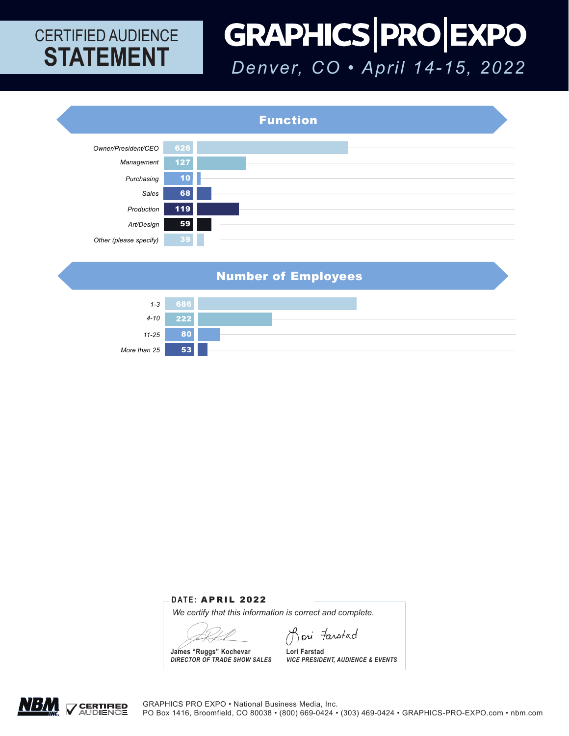CERTIFIED AUDIENCE **STATEMENT**

# GRAPHICS|PRO|EXPO

*Denver, CO • April 14-15, 2022*

## Function

| Function | Count |
| --- | --- |
| Owner/President/CEO | 626 |
| Management | 127 |
| Purchasing | 10 |
| Sales | 68 |
| Production | 119 |
| Art/Design | 59 |
| Other (please specify) | 39 |

## Number of Employees

| Number of Employees | Count |
| --- | --- |
| 1-3 | 686 |
| 4-10 | 222 |
| 11-25 | 80 |
| More than 25 | 53 |

DATE: **APRIL 2022**

*We certify that this information is correct and complete.*

James "Ruggs" Kochevar
*DIRECTOR OF TRADE SHOW SALES*

Lori Farstad
*VICE PRESIDENT, AUDIENCE & EVENTS*

NBM INC. CERTIFIED AUDIENCE

GRAPHICS PRO EXPO • National Business Media, Inc.
PO Box 1416, Broomfield, CO 80038 • (800) 669-0424 • (303) 469-0424 • GRAPHICS-PRO-EXPO.com • nbm.com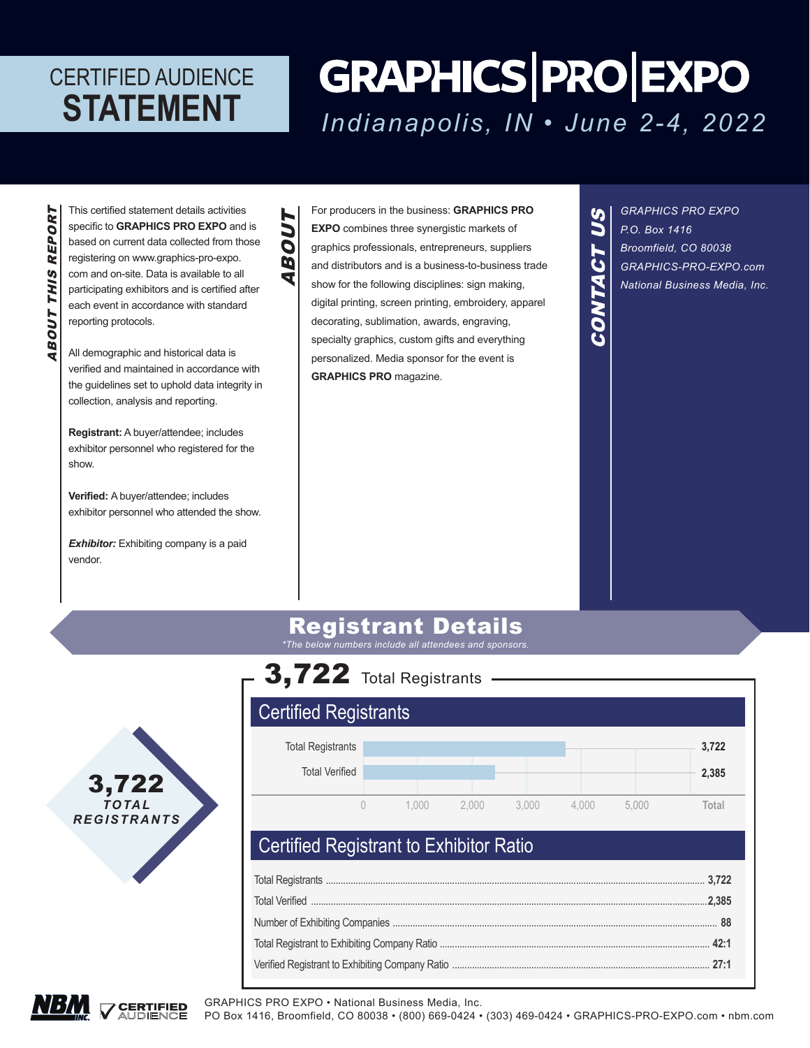# CERTIFIED AUDIENCE STATEMENT

# GRAPHICS | PRO | EXPO

*Indianapolis, IN • June 2-4, 2022*

## ABOUT THIS REPORT

This certified statement details activities specific to **GRAPHICS PRO EXPO** and is based on current data collected from those registering on www.graphics-pro-expo.com and on-site. Data is available to all participating exhibitors and is certified after each event in accordance with standard reporting protocols.

All demographic and historical data is verified and maintained in accordance with the guidelines set to uphold data integrity in collection, analysis and reporting.

**Registrant:** A buyer/attendee; includes exhibitor personnel who registered for the show.

**Verified:** A buyer/attendee; includes exhibitor personnel who attended the show.

***Exhibitor:*** Exhibiting company is a paid vendor.

## ABOUT

For producers in the business: **GRAPHICS PRO EXPO** combines three synergistic markets of graphics professionals, entrepreneurs, suppliers and distributors and is a business-to-business trade show for the following disciplines: sign making, digital printing, screen printing, embroidery, apparel decorating, sublimation, awards, engraving, specialty graphics, custom gifts and everything personalized. Media sponsor for the event is **GRAPHICS PRO** magazine.

## CONTACT US

*GRAPHICS PRO EXPO*
*P.O. Box 1416*
*Broomfield, CO 80038*
*GRAPHICS-PRO-EXPO.com*
*National Business Media, Inc.*

## Registrant Details

*\*The below numbers include all attendees and sponsors.*

**3,722** TOTAL REGISTRANTS

**3,722** Total Registrants

### Certified Registrants

| | Total |
|---|---|
| Total Registrants | 3,722 |
| Total Verified | 2,385 |

### Certified Registrant to Exhibitor Ratio

| | |
|---|---|
| Total Registrants | 3,722 |
| Total Verified | 2,385 |
| Number of Exhibiting Companies | 88 |
| Total Registrant to Exhibiting Company Ratio | 42:1 |
| Verified Registrant to Exhibiting Company Ratio | 27:1 |

GRAPHICS PRO EXPO • National Business Media, Inc.
PO Box 1416, Broomfield, CO 80038 • (800) 669-0424 • (303) 469-0424 • GRAPHICS-PRO-EXPO.com • nbm.com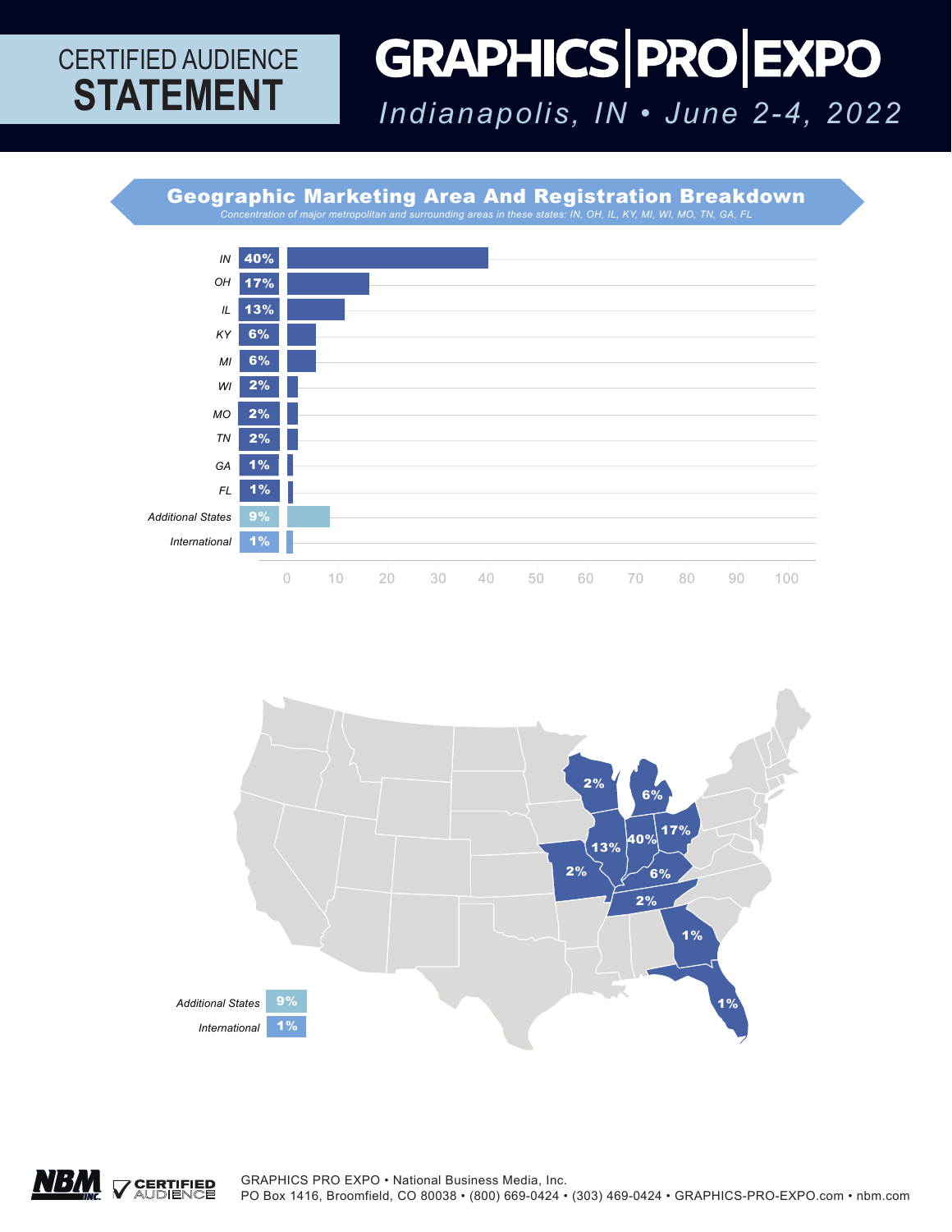# CERTIFIED AUDIENCE STATEMENT

# GRAPHICS | PRO | EXPO

*Indianapolis, IN • June 2-4, 2022*

## Geographic Marketing Area And Registration Breakdown

*Concentration of major metropolitan and surrounding areas in these states: IN, OH, IL, KY, MI, WI, MO, TN, GA, FL*

| State | Percentage |
|---|---|
| IN | 40% |
| OH | 17% |
| IL | 13% |
| KY | 6% |
| MI | 6% |
| WI | 2% |
| MO | 2% |
| TN | 2% |
| GA | 1% |
| FL | 1% |
| Additional States | 9% |
| International | 1% |

GRAPHICS PRO EXPO • National Business Media, Inc.
PO Box 1416, Broomfield, CO 80038 • (800) 669-0424 • (303) 469-0424 • GRAPHICS-PRO-EXPO.com • nbm.com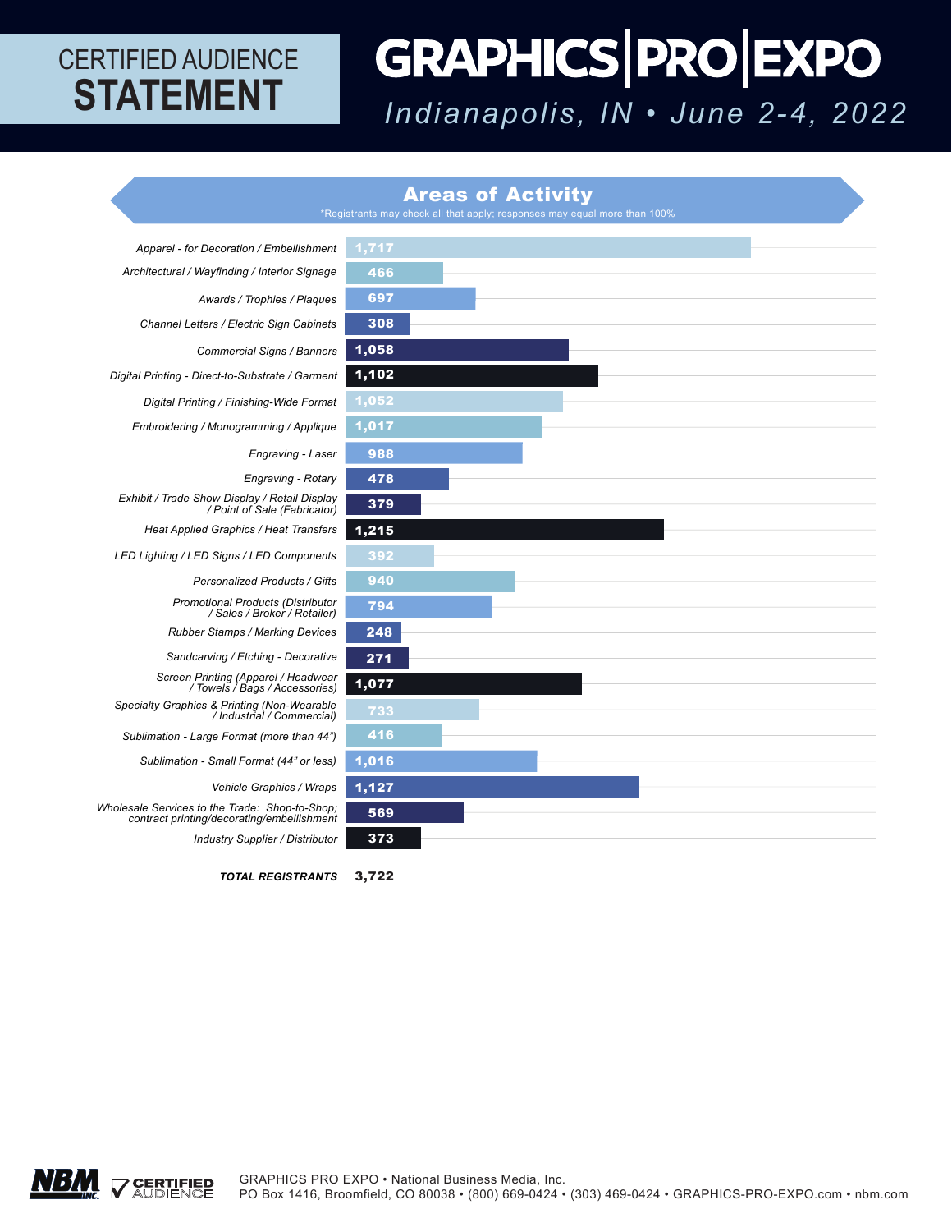CERTIFIED AUDIENCE **STATEMENT**

# GRAPHICS | PRO | EXPO

*Indianapolis, IN • June 2-4, 2022*

## Areas of Activity

*Registrants may check all that apply; responses may equal more than 100%

| Area of Activity | Registrants |
|---|---|
| *Apparel - for Decoration / Embellishment* | 1,717 |
| *Architectural / Wayfinding / Interior Signage* | 466 |
| *Awards / Trophies / Plaques* | 697 |
| *Channel Letters / Electric Sign Cabinets* | 308 |
| *Commercial Signs / Banners* | 1,058 |
| *Digital Printing - Direct-to-Substrate / Garment* | 1,102 |
| *Digital Printing / Finishing-Wide Format* | 1,052 |
| *Embroidering / Monogramming / Applique* | 1,017 |
| *Engraving - Laser* | 988 |
| *Engraving - Rotary* | 478 |
| *Exhibit / Trade Show Display / Retail Display / Point of Sale (Fabricator)* | 379 |
| *Heat Applied Graphics / Heat Transfers* | 1,215 |
| *LED Lighting / LED Signs / LED Components* | 392 |
| *Personalized Products / Gifts* | 940 |
| *Promotional Products (Distributor / Sales / Broker / Retailer)* | 794 |
| *Rubber Stamps / Marking Devices* | 248 |
| *Sandcarving / Etching - Decorative* | 271 |
| *Screen Printing (Apparel / Headwear / Towels / Bags / Accessories)* | 1,077 |
| *Specialty Graphics & Printing (Non-Wearable / Industrial / Commercial)* | 733 |
| *Sublimation - Large Format (more than 44")* | 416 |
| *Sublimation - Small Format (44" or less)* | 1,016 |
| *Vehicle Graphics / Wraps* | 1,127 |
| *Wholesale Services to the Trade: Shop-to-Shop; contract printing/decorating/embellishment* | 569 |
| *Industry Supplier / Distributor* | 373 |
| ***TOTAL REGISTRANTS*** | **3,722** |

NBM INC. CERTIFIED AUDIENCE

GRAPHICS PRO EXPO • National Business Media, Inc.
PO Box 1416, Broomfield, CO 80038 • (800) 669-0424 • (303) 469-0424 • GRAPHICS-PRO-EXPO.com • nbm.com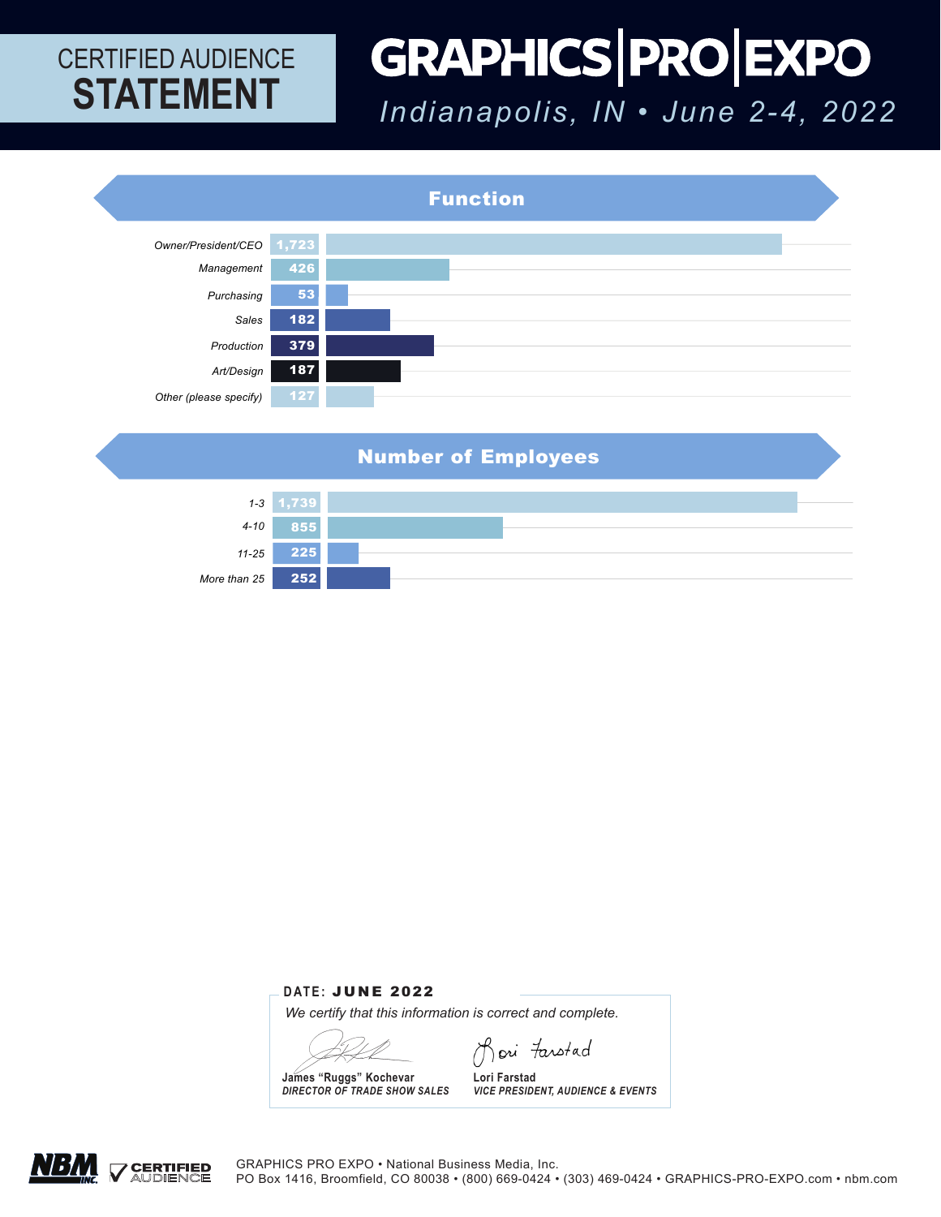CERTIFIED AUDIENCE
# STATEMENT

# GRAPHICS | PRO | EXPO

*Indianapolis, IN • June 2-4, 2022*

## Function

Owner/President/CEO 1,723
Management 426
Purchasing 53
Sales 182
Production 379
Art/Design 187
Other (please specify) 127

## Number of Employees

1-3 1,739
4-10 855
11-25 225
More than 25 252

DATE: **JUNE 2022**

*We certify that this information is correct and complete.*

James "Ruggs" Kochevar
*DIRECTOR OF TRADE SHOW SALES*

Lori Farstad
*VICE PRESIDENT, AUDIENCE & EVENTS*

NBM INC. CERTIFIED AUDIENCE

GRAPHICS PRO EXPO • National Business Media, Inc.
PO Box 1416, Broomfield, CO 80038 • (800) 669-0424 • (303) 469-0424 • GRAPHICS-PRO-EXPO.com • nbm.com